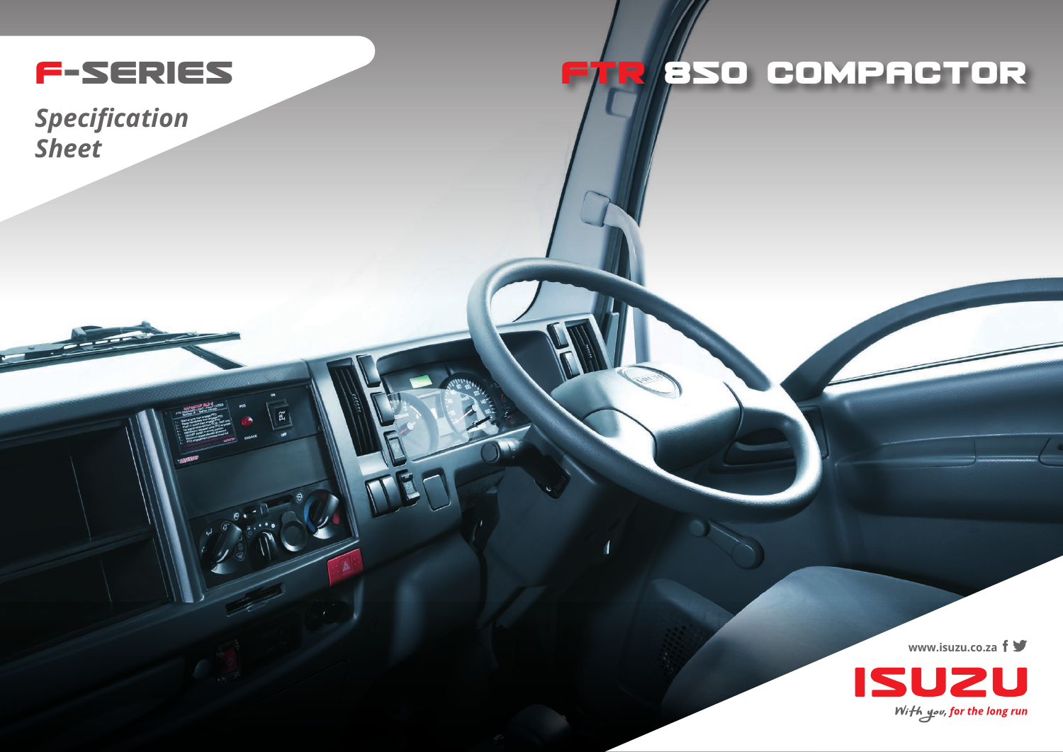# F-SERIES

*Specification Sheet*

# FTR 850 COMPACTOR

www.isuzu.co.za

ISUZU

*With you, for the long run*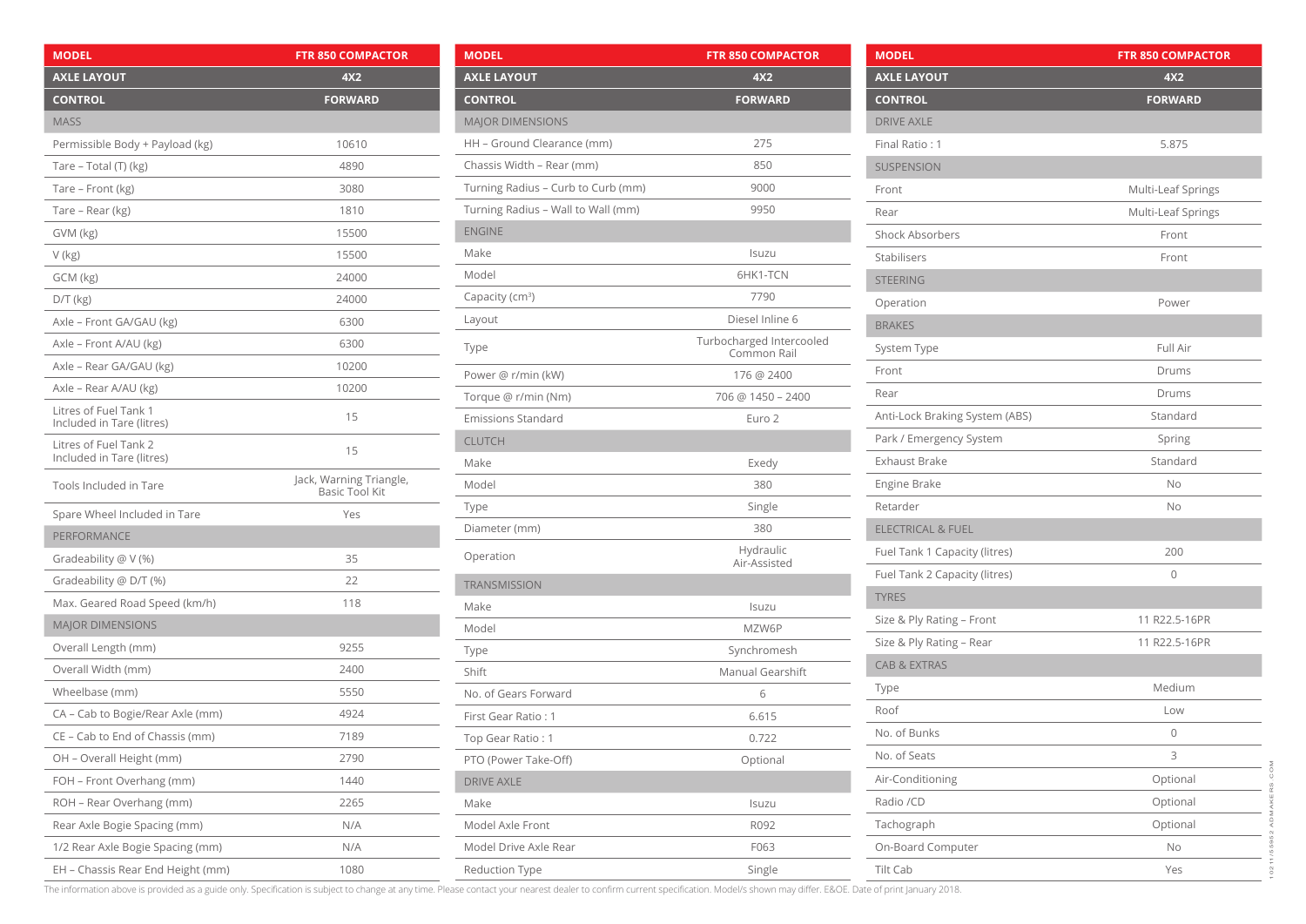| MODEL | FTR 850 COMPACTOR |
| --- | --- |
| AXLE LAYOUT | 4X2 |
| CONTROL | FORWARD |
| MASS | |
| Permissible Body + Payload (kg) | 10610 |
| Tare – Total (T) (kg) | 4890 |
| Tare – Front (kg) | 3080 |
| Tare – Rear (kg) | 1810 |
| GVM (kg) | 15500 |
| V (kg) | 15500 |
| GCM (kg) | 24000 |
| D/T (kg) | 24000 |
| Axle – Front GA/GAU (kg) | 6300 |
| Axle – Front A/AU (kg) | 6300 |
| Axle – Rear GA/GAU (kg) | 10200 |
| Axle – Rear A/AU (kg) | 10200 |
| Litres of Fuel Tank 1 Included in Tare (litres) | 15 |
| Litres of Fuel Tank 2 Included in Tare (litres) | 15 |
| Tools Included in Tare | Jack, Warning Triangle, Basic Tool Kit |
| Spare Wheel Included in Tare | Yes |
| PERFORMANCE | |
| Gradeability @ V (%) | 35 |
| Gradeability @ D/T (%) | 22 |
| Max. Geared Road Speed (km/h) | 118 |
| MAJOR DIMENSIONS | |
| Overall Length (mm) | 9255 |
| Overall Width (mm) | 2400 |
| Wheelbase (mm) | 5550 |
| CA – Cab to Bogie/Rear Axle (mm) | 4924 |
| CE – Cab to End of Chassis (mm) | 7189 |
| OH – Overall Height (mm) | 2790 |
| FOH – Front Overhang (mm) | 1440 |
| ROH – Rear Overhang (mm) | 2265 |
| Rear Axle Bogie Spacing (mm) | N/A |
| 1/2 Rear Axle Bogie Spacing (mm) | N/A |
| EH – Chassis Rear End Height (mm) | 1080 |

| MODEL | FTR 850 COMPACTOR |
| --- | --- |
| AXLE LAYOUT | 4X2 |
| CONTROL | FORWARD |
| MAJOR DIMENSIONS | |
| HH – Ground Clearance (mm) | 275 |
| Chassis Width – Rear (mm) | 850 |
| Turning Radius – Curb to Curb (mm) | 9000 |
| Turning Radius – Wall to Wall (mm) | 9950 |
| ENGINE | |
| Make | Isuzu |
| Model | 6HK1-TCN |
| Capacity (cm³) | 7790 |
| Layout | Diesel Inline 6 |
| Type | Turbocharged Intercooled Common Rail |
| Power @ r/min (kW) | 176 @ 2400 |
| Torque @ r/min (Nm) | 706 @ 1450 – 2400 |
| Emissions Standard | Euro 2 |
| CLUTCH | |
| Make | Exedy |
| Model | 380 |
| Type | Single |
| Diameter (mm) | 380 |
| Operation | Hydraulic Air-Assisted |
| TRANSMISSION | |
| Make | Isuzu |
| Model | MZW6P |
| Type | Synchromesh |
| Shift | Manual Gearshift |
| No. of Gears Forward | 6 |
| First Gear Ratio : 1 | 6.615 |
| Top Gear Ratio : 1 | 0.722 |
| PTO (Power Take-Off) | Optional |
| DRIVE AXLE | |
| Make | Isuzu |
| Model Axle Front | R092 |
| Model Drive Axle Rear | F063 |
| Reduction Type | Single |

| MODEL | FTR 850 COMPACTOR |
| --- | --- |
| AXLE LAYOUT | 4X2 |
| CONTROL | FORWARD |
| DRIVE AXLE | |
| Final Ratio : 1 | 5.875 |
| SUSPENSION | |
| Front | Multi-Leaf Springs |
| Rear | Multi-Leaf Springs |
| Shock Absorbers | Front |
| Stabilisers | Front |
| STEERING | |
| Operation | Power |
| BRAKES | |
| System Type | Full Air |
| Front | Drums |
| Rear | Drums |
| Anti-Lock Braking System (ABS) | Standard |
| Park / Emergency System | Spring |
| Exhaust Brake | Standard |
| Engine Brake | No |
| Retarder | No |
| ELECTRICAL & FUEL | |
| Fuel Tank 1 Capacity (litres) | 200 |
| Fuel Tank 2 Capacity (litres) | 0 |
| TYRES | |
| Size & Ply Rating – Front | 11 R22.5-16PR |
| Size & Ply Rating – Rear | 11 R22.5-16PR |
| CAB & EXTRAS | |
| Type | Medium |
| Roof | Low |
| No. of Bunks | 0 |
| No. of Seats | 3 |
| Air-Conditioning | Optional |
| Radio /CD | Optional |
| Tachograph | Optional |
| On-Board Computer | No |
| Tilt Cab | Yes |

The information above is provided as a guide only. Specification is subject to change at any time. Please contact your nearest dealer to confirm current specification. Model/s shown may differ. E&OE. Date of print January 2018.